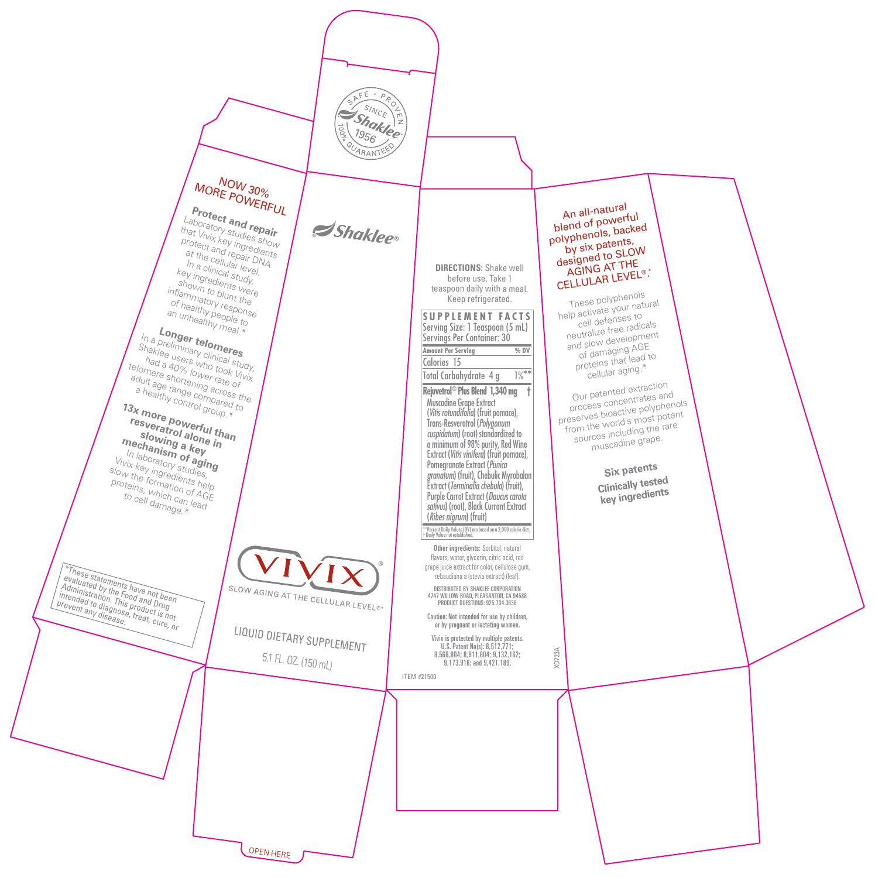SAFE • PROVEN SINCE Shaklee 1956 100% GUARANTEED

## NOW 30% MORE POWERFUL

**Protect and repair**
Laboratory studies show that Vivix key ingredients protect and repair DNA at the cellular level. In a clinical study, key ingredients were shown to blunt the inflammatory response of healthy people to an unhealthy meal.*

**Longer telomeres**
In a preliminary clinical study, Shaklee users who took Vivix had a 40% lower rate of telomere shortening across the adult age range compared to a healthy control group.*

**13x more powerful than resveratrol alone in slowing a key mechanism of aging**
In laboratory studies, Vivix key ingredients help slow the formation of AGE proteins, which can lead to cell damage.*

*These statements have not been evaluated by the Food and Drug Administration. This product is not intended to diagnose, treat, cure, or prevent any disease.

Shaklee®

# VIVIX®

SLOW AGING AT THE CELLULAR LEVEL®*

LIQUID DIETARY SUPPLEMENT

5.1 FL. OZ. (150 mL)

**DIRECTIONS:** Shake well before use. Take 1 teaspoon daily with a meal. Keep refrigerated.

**SUPPLEMENT FACTS**
Serving Size: 1 Teaspoon (5 mL)
Servings Per Container: 30

| Amount Per Serving | | % DV |
|---|---|---|
| Calories | 15 | |
| Total Carbohydrate | 4 g | 1%** |
| **Rejuvetrol® Plus Blend** | **1,340 mg** | † |

Muscadine Grape Extract (*Vitis rotundifolia*) (fruit pomace), Trans-Resveratrol (*Polygonum cuspidatum*) (root) standardized to a minimum of 98% purity, Red Wine Extract (*Vitis vinifera*) (fruit pomace), Pomegranate Extract (*Punica granatum*) (fruit), Chebulic Myrobalan Extract (*Terminalia chebula*) (fruit), Purple Carrot Extract (*Daucus carota sativus*) (root), Black Currant Extract (*Ribes nigrum*) (fruit)

**Percent Daily Values (DV) are based on a 2,000 calorie diet.
† Daily Value not established.

**Other ingredients:** Sorbitol, natural flavors, water, glycerin, citric acid, red grape juice extract for color, cellulose gum, rebaudiana a (stevia extract) (leaf).

DISTRIBUTED BY SHAKLEE CORPORATION
4747 WILLOW ROAD, PLEASANTON, CA 94588
PRODUCT QUESTIONS: 925.734.3638

Caution: Not intended for use by children, or by pregnant or lactating women.

Vivix is protected by multiple patents. U.S. Patent No(s): 8,512,771; 8,568,804; 8,911,804; 9,132,162; 9,173,916; and 9,421,189.

ITEM #21500

XD723A

## An all-natural blend of powerful polyphenols, backed by six patents, designed to SLOW AGING AT THE CELLULAR LEVEL®.*

These polyphenols help activate your natural cell defenses to neutralize free radicals and slow development of damaging AGE proteins that lead to cellular aging.*

Our patented extraction process concentrates and preserves bioactive polyphenols from the world's most potent sources including the rare muscadine grape.

**Six patents**
**Clinically tested key ingredients**

OPEN HERE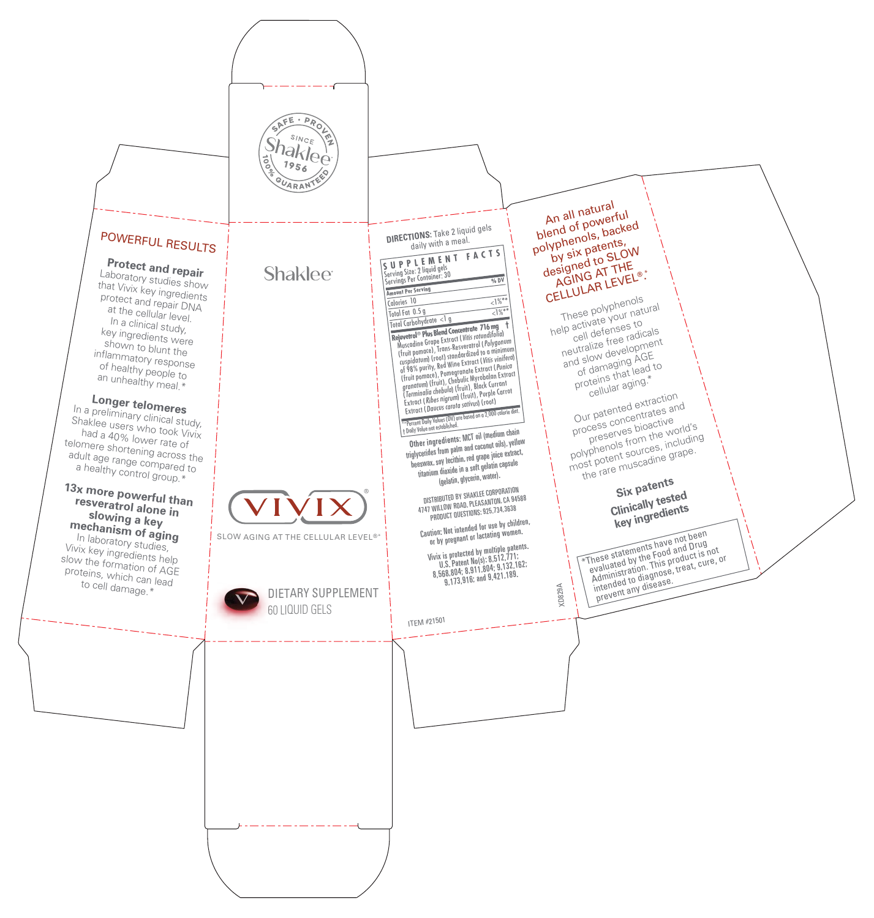## POWERFUL RESULTS

**Protect and repair**
Laboratory studies show that Vivix key ingredients protect and repair DNA at the cellular level. In a clinical study, key ingredients were shown to blunt the inflammatory response of healthy people to an unhealthy meal.*

**Longer telomeres**
In a preliminary clinical study, Shaklee users who took Vivix had a 40% lower rate of telomere shortening across the adult age range compared to a healthy control group.*

**13x more powerful than resveratrol alone in slowing a key mechanism of aging**
In laboratory studies, Vivix key ingredients help slow the formation of AGE proteins, which can lead to cell damage.*

SAFE • PROVEN SINCE Shaklee 1956 100% GUARANTEED

Shaklee

# VIVIX®

SLOW AGING AT THE CELLULAR LEVEL®*

DIETARY SUPPLEMENT
60 LIQUID GELS

**DIRECTIONS:** Take 2 liquid gels daily with a meal.

**SUPPLEMENT FACTS**
Serving Size: 2 liquid gels
Servings Per Container: 30

| Amount Per Serving | | % DV |
|---|---|---|
| Calories | 10 | <1%** |
| Total Fat | 0.5 g | <1%** |
| Total Carbohydrate | <1 g | |
| **Rejuvetrol® Plus Blend Concentrate** | **716 mg** | † |

Muscadine Grape Extract (*Vitis rotundifolia*) (fruit pomace), Trans-Resveratrol (*Polygonum cuspidatum*) (root) standardized to a minimum of 98% purity, Red Wine Extract (*Vitis vinifera*) (fruit pomace), Pomegranate Extract (*Punica granatum*) (fruit), Chebulic Myrobalan Extract (*Terminalia chebula*) (fruit), Black Currant Extract (*Ribes nigrum*) (fruit), Purple Carrot Extract (*Daucus carota sativus*) (root)

**Percent Daily Values (DV) are based on a 2,000 calorie diet.
† Daily Value not established.

**Other ingredients:** MCT oil (medium chain triglycerides from palm and coconut oils), yellow beeswax, soy lecithin, red grape juice extract, titanium dioxide in a soft gelatin capsule (gelatin, glycerin, water).

DISTRIBUTED BY SHAKLEE CORPORATION
4747 WILLOW ROAD, PLEASANTON, CA 94588
PRODUCT QUESTIONS: 925.734.3638

Caution: Not intended for use by children, or by pregnant or lactating women.

Vivix is protected by multiple patents. U.S. Patent No(s): 8,512,771; 8,568,804; 8,911,804; 9,132,162; 9,173,916; and 9,421,189.

ITEM #21501

XD829A

## An all natural blend of powerful polyphenols, backed by six patents, designed to SLOW AGING AT THE CELLULAR LEVEL®.*

These polyphenols help activate your natural cell defenses to neutralize free radicals and slow development of damaging AGE proteins that lead to cellular aging.*

Our patented extraction process concentrates and preserves bioactive polyphenols from the world's most potent sources, including the rare muscadine grape.

**Six patents**
**Clinically tested key ingredients**

*These statements have not been evaluated by the Food and Drug Administration. This product is not intended to diagnose, treat, cure, or prevent any disease.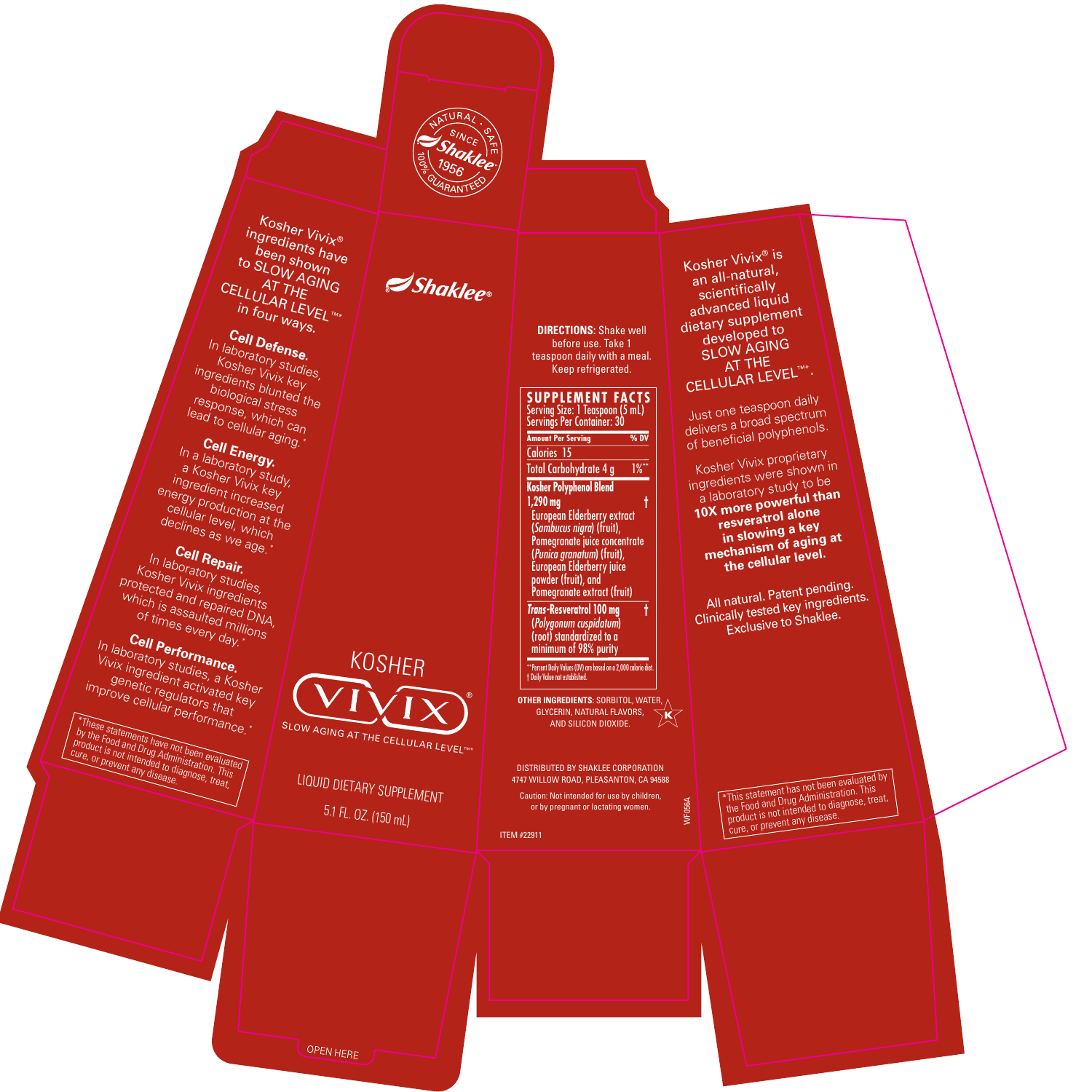Kosher Vivix® ingredients have been shown to SLOW AGING AT THE CELLULAR LEVEL™* in four ways.

**Cell Defense.** In laboratory studies, Kosher Vivix key ingredients blunted the biological stress response, which can lead to cellular aging.*

**Cell Energy.** In a laboratory study, a Kosher Vivix key ingredient increased energy production at the cellular level, which declines as we age.*

**Cell Repair.** In laboratory studies, Kosher Vivix ingredients protected and repaired DNA, which is assaulted millions of times every day.*

**Cell Performance.** In laboratory studies, a Kosher Vivix ingredient activated key genetic regulators that improve cellular performance.*

*These statements have not been evaluated by the Food and Drug Administration. This product is not intended to diagnose, treat, cure, or prevent any disease.

NATURAL · SAFE · SINCE 1956 · Shaklee · 100% GUARANTEED

Shaklee®

KOSHER

VIVIX®

SLOW AGING AT THE CELLULAR LEVEL™*

LIQUID DIETARY SUPPLEMENT

5.1 FL. OZ. (150 mL)

OPEN HERE

**DIRECTIONS:** Shake well before use. Take 1 teaspoon daily with a meal. Keep refrigerated.

## SUPPLEMENT FACTS

Serving Size: 1 Teaspoon (5 mL)
Servings Per Container: 30

| Amount Per Serving | % DV |
|---|---|
| Calories 15 | |
| Total Carbohydrate 4 g | 1%** |
| **Kosher Polyphenol Blend 1,290 mg** European Elderberry extract (*Sambucus nigra*) (fruit), Pomegranate juice concentrate (*Punica granatum*) (fruit), European Elderberry juice powder (fruit), and Pomegranate extract (fruit) | † |
| ***Trans*-Resveratrol 100 mg** (*Polygonum cuspidatum*) (root) standardized to a minimum of 98% purity | † |

** Percent Daily Values (DV) are based on a 2,000 calorie diet.
† Daily Value not established.

**OTHER INGREDIENTS:** SORBITOL, WATER, GLYCERIN, NATURAL FLAVORS, AND SILICON DIOXIDE.

DISTRIBUTED BY SHAKLEE CORPORATION
4747 WILLOW ROAD, PLEASANTON, CA 94588

Caution: Not intended for use by children, or by pregnant or lactating women.

ITEM #22911

WF056A

Kosher Vivix® is an all-natural, scientifically advanced liquid dietary supplement developed to SLOW AGING AT THE CELLULAR LEVEL™*.

Just one teaspoon daily delivers a broad spectrum of beneficial polyphenols.

Kosher Vivix proprietary ingredients were shown in a laboratory study to be **10X more powerful than resveratrol alone in slowing a key mechanism of aging at the cellular level.**

All natural. Patent pending. Clinically tested key ingredients. Exclusive to Shaklee.

*This statement has not been evaluated by the Food and Drug Administration. This product is not intended to diagnose, treat, cure, or prevent any disease.